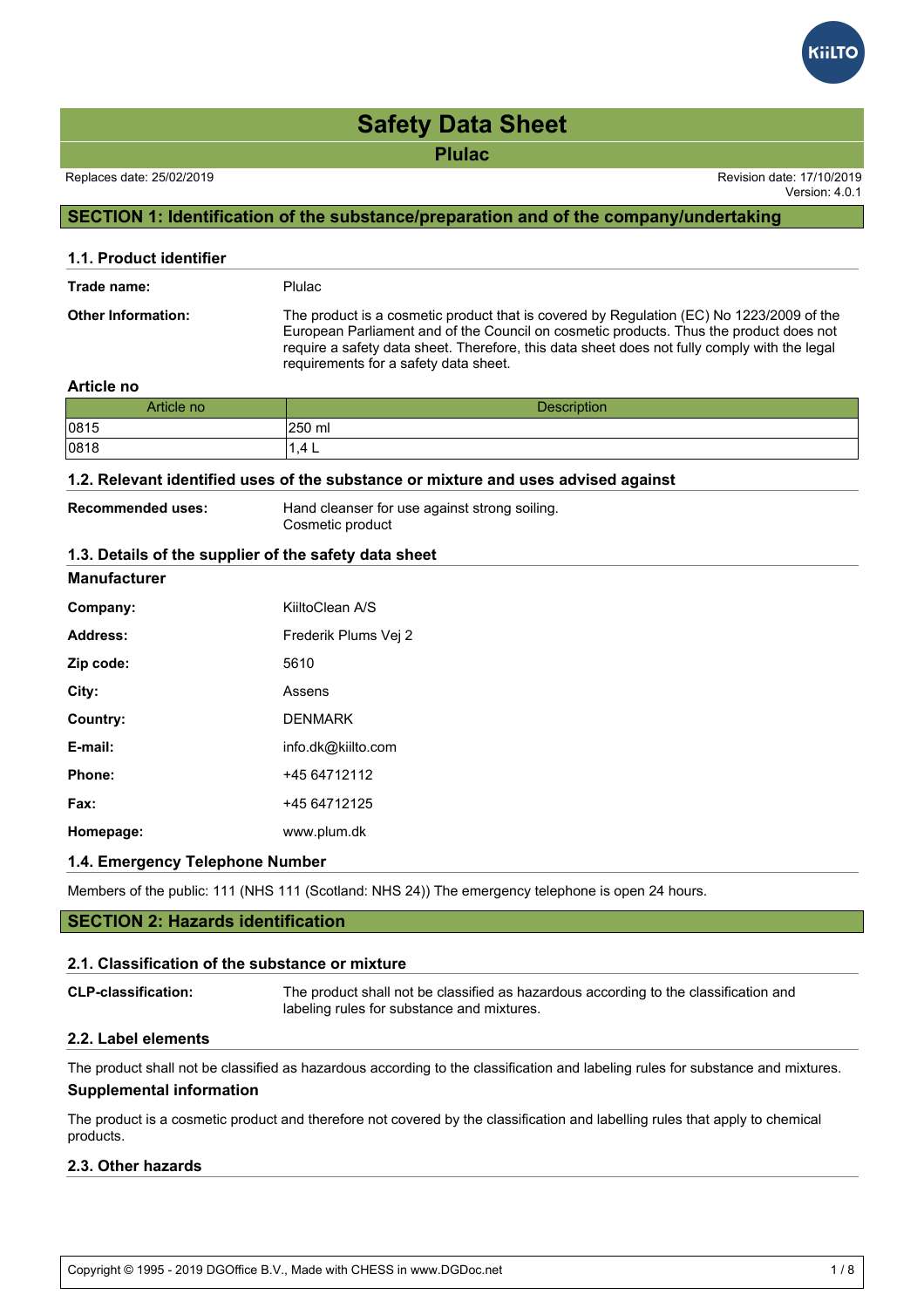# Safety Data Sheet

## Plulac

Replaces date: 25/02/2019

Revision date: 17/10/2019
Version: 4.0.1

## SECTION 1: Identification of the substance/preparation and of the company/undertaking

### 1.1. Product identifier

**Trade name:** Plulac

**Other Information:** The product is a cosmetic product that is covered by Regulation (EC) No 1223/2009 of the European Parliament and of the Council on cosmetic products. Thus the product does not require a safety data sheet. Therefore, this data sheet does not fully comply with the legal requirements for a safety data sheet.

**Article no**

| Article no | Description |
|---|---|
| 0815 | 250 ml |
| 0818 | 1,4 L |

### 1.2. Relevant identified uses of the substance or mixture and uses advised against

**Recommended uses:** Hand cleanser for use against strong soiling.
Cosmetic product

### 1.3. Details of the supplier of the safety data sheet

**Manufacturer**

**Company:** KiiltoClean A/S

**Address:** Frederik Plums Vej 2

**Zip code:** 5610

**City:** Assens

**Country:** DENMARK

**E-mail:** info.dk@kiilto.com

**Phone:** +45 64712112

**Fax:** +45 64712125

**Homepage:** www.plum.dk

### 1.4. Emergency Telephone Number

Members of the public: 111 (NHS 111 (Scotland: NHS 24)) The emergency telephone is open 24 hours.

## SECTION 2: Hazards identification

### 2.1. Classification of the substance or mixture

**CLP-classification:** The product shall not be classified as hazardous according to the classification and labeling rules for substance and mixtures.

### 2.2. Label elements

The product shall not be classified as hazardous according to the classification and labeling rules for substance and mixtures.

**Supplemental information**

The product is a cosmetic product and therefore not covered by the classification and labelling rules that apply to chemical products.

### 2.3. Other hazards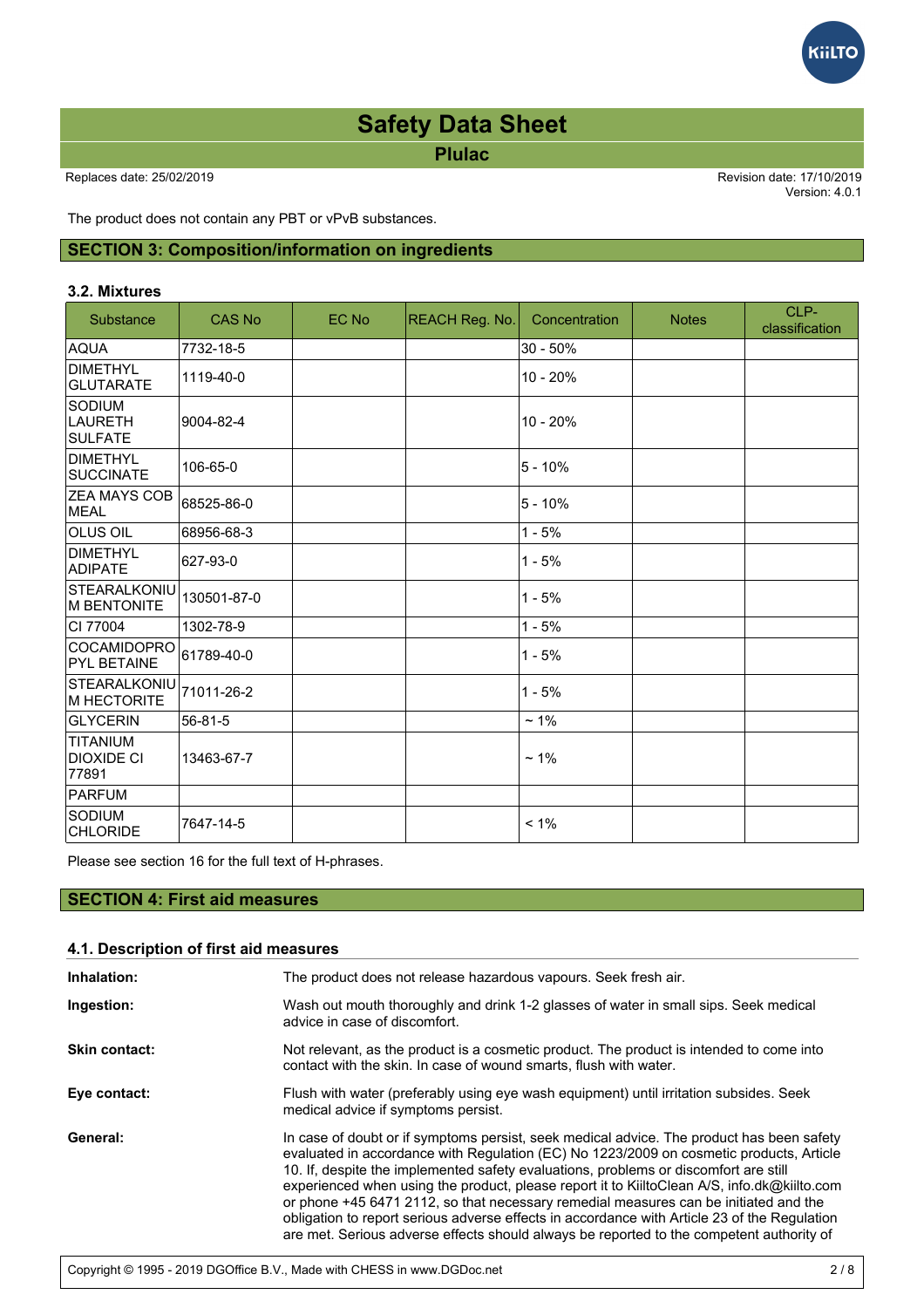The product does not contain any PBT or vPvB substances.

## SECTION 3: Composition/information on ingredients

### 3.2. Mixtures

| Substance | CAS No | EC No | REACH Reg. No. | Concentration | Notes | CLP-classification |
|---|---|---|---|---|---|---|
| AQUA | 7732-18-5 | | | 30 - 50% | | |
| DIMETHYL GLUTARATE | 1119-40-0 | | | 10 - 20% | | |
| SODIUM LAURETH SULFATE | 9004-82-4 | | | 10 - 20% | | |
| DIMETHYL SUCCINATE | 106-65-0 | | | 5 - 10% | | |
| ZEA MAYS COB MEAL | 68525-86-0 | | | 5 - 10% | | |
| OLUS OIL | 68956-68-3 | | | 1 - 5% | | |
| DIMETHYL ADIPATE | 627-93-0 | | | 1 - 5% | | |
| STEARALKONIUM BENTONITE | 130501-87-0 | | | 1 - 5% | | |
| CI 77004 | 1302-78-9 | | | 1 - 5% | | |
| COCAMIDOPROPYL BETAINE | 61789-40-0 | | | 1 - 5% | | |
| STEARALKONIUM HECTORITE | 71011-26-2 | | | 1 - 5% | | |
| GLYCERIN | 56-81-5 | | | ~ 1% | | |
| TITANIUM DIOXIDE CI 77891 | 13463-67-7 | | | ~ 1% | | |
| PARFUM | | | | | | |
| SODIUM CHLORIDE | 7647-14-5 | | | < 1% | | |

Please see section 16 for the full text of H-phrases.

## SECTION 4: First aid measures

### 4.1. Description of first aid measures

**Inhalation:** The product does not release hazardous vapours. Seek fresh air.

**Ingestion:** Wash out mouth thoroughly and drink 1-2 glasses of water in small sips. Seek medical advice in case of discomfort.

**Skin contact:** Not relevant, as the product is a cosmetic product. The product is intended to come into contact with the skin. In case of wound smarts, flush with water.

**Eye contact:** Flush with water (preferably using eye wash equipment) until irritation subsides. Seek medical advice if symptoms persist.

**General:** In case of doubt or if symptoms persist, seek medical advice. The product has been safety evaluated in accordance with Regulation (EC) No 1223/2009 on cosmetic products, Article 10. If, despite the implemented safety evaluations, problems or discomfort are still experienced when using the product, please report it to KiiltoClean A/S, info.dk@kiilto.com or phone +45 6471 2112, so that necessary remedial measures can be initiated and the obligation to report serious adverse effects in accordance with Article 23 of the Regulation are met. Serious adverse effects should always be reported to the competent authority of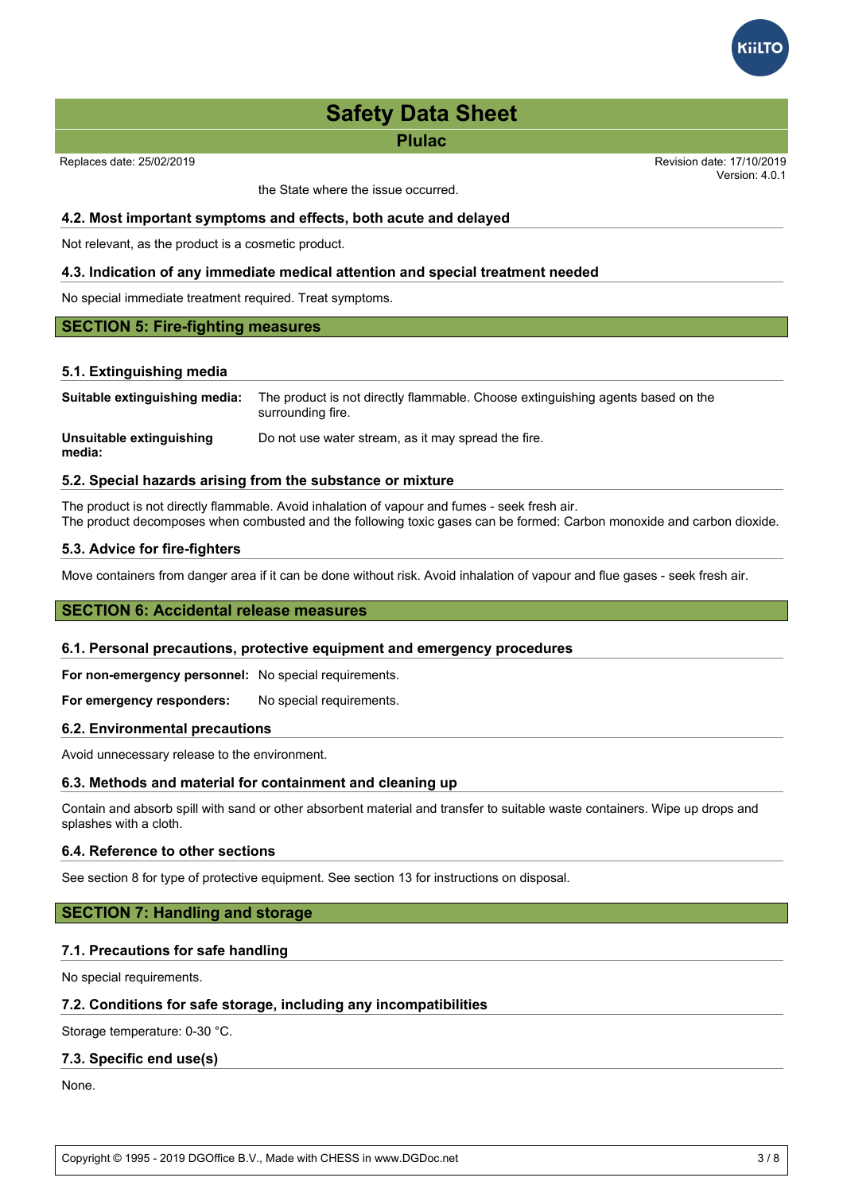the State where the issue occurred.

### 4.2. Most important symptoms and effects, both acute and delayed

Not relevant, as the product is a cosmetic product.

### 4.3. Indication of any immediate medical attention and special treatment needed

No special immediate treatment required. Treat symptoms.

## SECTION 5: Fire-fighting measures

### 5.1. Extinguishing media

**Suitable extinguishing media:** The product is not directly flammable. Choose extinguishing agents based on the surrounding fire.

**Unsuitable extinguishing media:** Do not use water stream, as it may spread the fire.

### 5.2. Special hazards arising from the substance or mixture

The product is not directly flammable. Avoid inhalation of vapour and fumes - seek fresh air.
The product decomposes when combusted and the following toxic gases can be formed: Carbon monoxide and carbon dioxide.

### 5.3. Advice for fire-fighters

Move containers from danger area if it can be done without risk. Avoid inhalation of vapour and flue gases - seek fresh air.

## SECTION 6: Accidental release measures

### 6.1. Personal precautions, protective equipment and emergency procedures

**For non-emergency personnel:** No special requirements.

**For emergency responders:** No special requirements.

### 6.2. Environmental precautions

Avoid unnecessary release to the environment.

### 6.3. Methods and material for containment and cleaning up

Contain and absorb spill with sand or other absorbent material and transfer to suitable waste containers. Wipe up drops and splashes with a cloth.

### 6.4. Reference to other sections

See section 8 for type of protective equipment. See section 13 for instructions on disposal.

## SECTION 7: Handling and storage

### 7.1. Precautions for safe handling

No special requirements.

### 7.2. Conditions for safe storage, including any incompatibilities

Storage temperature: 0-30 °C.

### 7.3. Specific end use(s)

None.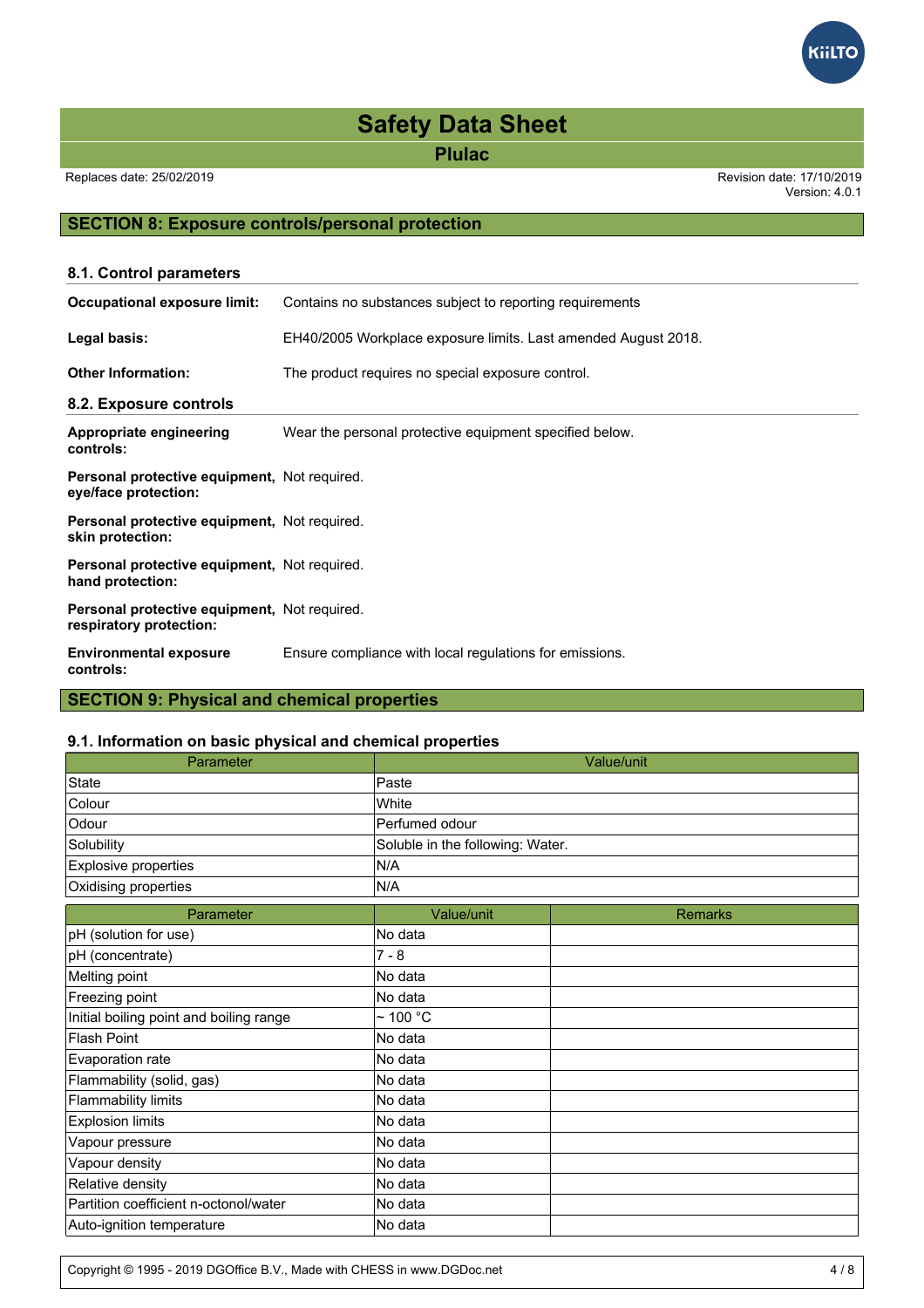# Safety Data Sheet

## Plulac

Replaces date: 25/02/2019

Revision date: 17/10/2019
Version: 4.0.1

## SECTION 8: Exposure controls/personal protection

### 8.1. Control parameters

**Occupational exposure limit:** Contains no substances subject to reporting requirements

**Legal basis:** EH40/2005 Workplace exposure limits. Last amended August 2018.

**Other Information:** The product requires no special exposure control.

### 8.2. Exposure controls

**Appropriate engineering controls:** Wear the personal protective equipment specified below.

**Personal protective equipment, eye/face protection:** Not required.

**Personal protective equipment, skin protection:** Not required.

**Personal protective equipment, hand protection:** Not required.

**Personal protective equipment, respiratory protection:** Not required.

**Environmental exposure controls:** Ensure compliance with local regulations for emissions.

## SECTION 9: Physical and chemical properties

### 9.1. Information on basic physical and chemical properties

| Parameter | Value/unit |
|---|---|
| State | Paste |
| Colour | White |
| Odour | Perfumed odour |
| Solubility | Soluble in the following: Water. |
| Explosive properties | N/A |
| Oxidising properties | N/A |

| Parameter | Value/unit | Remarks |
|---|---|---|
| pH (solution for use) | No data | |
| pH (concentrate) | 7 - 8 | |
| Melting point | No data | |
| Freezing point | No data | |
| Initial boiling point and boiling range | ~ 100 °C | |
| Flash Point | No data | |
| Evaporation rate | No data | |
| Flammability (solid, gas) | No data | |
| Flammability limits | No data | |
| Explosion limits | No data | |
| Vapour pressure | No data | |
| Vapour density | No data | |
| Relative density | No data | |
| Partition coefficient n-octonol/water | No data | |
| Auto-ignition temperature | No data | |

Copyright © 1995 - 2019 DGOffice B.V., Made with CHESS in www.DGDoc.net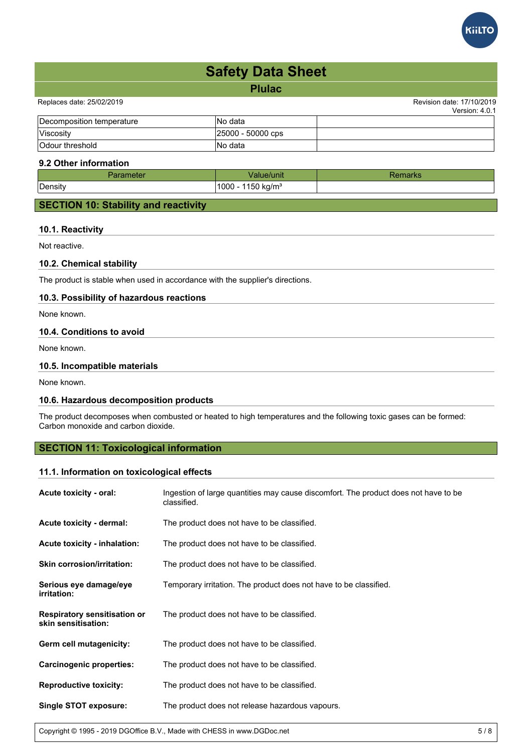| Decomposition temperature | No data | |
| --- | --- | --- |
| Viscosity | 25000 - 50000 cps | |
| Odour threshold | No data | |

### 9.2 Other information

| Parameter | Value/unit | Remarks |
| --- | --- | --- |
| Density | 1000 - 1150 kg/m³ | |

## SECTION 10: Stability and reactivity

### 10.1. Reactivity

Not reactive.

### 10.2. Chemical stability

The product is stable when used in accordance with the supplier's directions.

### 10.3. Possibility of hazardous reactions

None known.

### 10.4. Conditions to avoid

None known.

### 10.5. Incompatible materials

None known.

### 10.6. Hazardous decomposition products

The product decomposes when combusted or heated to high temperatures and the following toxic gases can be formed: Carbon monoxide and carbon dioxide.

## SECTION 11: Toxicological information

### 11.1. Information on toxicological effects

**Acute toxicity - oral:** Ingestion of large quantities may cause discomfort. The product does not have to be classified.

**Acute toxicity - dermal:** The product does not have to be classified.

**Acute toxicity - inhalation:** The product does not have to be classified.

**Skin corrosion/irritation:** The product does not have to be classified.

**Serious eye damage/eye irritation:** Temporary irritation. The product does not have to be classified.

**Respiratory sensitisation or skin sensitisation:** The product does not have to be classified.

**Germ cell mutagenicity:** The product does not have to be classified.

**Carcinogenic properties:** The product does not have to be classified.

**Reproductive toxicity:** The product does not have to be classified.

**Single STOT exposure:** The product does not release hazardous vapours.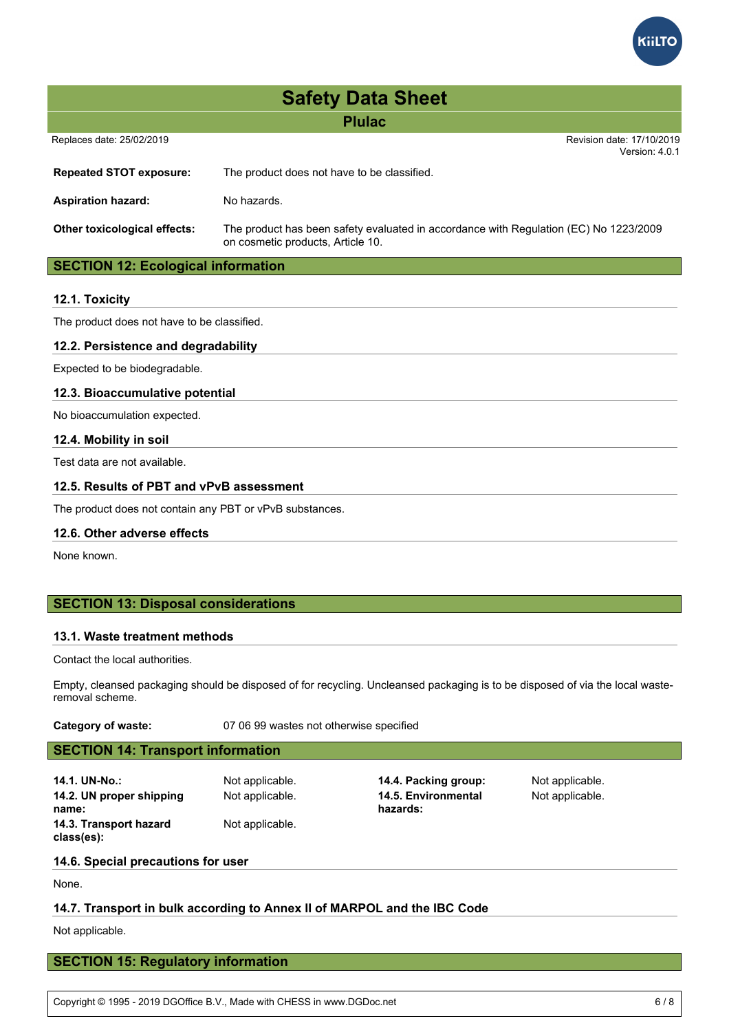**Repeated STOT exposure:** The product does not have to be classified.

**Aspiration hazard:** No hazards.

**Other toxicological effects:** The product has been safety evaluated in accordance with Regulation (EC) No 1223/2009 on cosmetic products, Article 10.

## SECTION 12: Ecological information

### 12.1. Toxicity

The product does not have to be classified.

### 12.2. Persistence and degradability

Expected to be biodegradable.

### 12.3. Bioaccumulative potential

No bioaccumulation expected.

### 12.4. Mobility in soil

Test data are not available.

### 12.5. Results of PBT and vPvB assessment

The product does not contain any PBT or vPvB substances.

### 12.6. Other adverse effects

None known.

## SECTION 13: Disposal considerations

### 13.1. Waste treatment methods

Contact the local authorities.

Empty, cleansed packaging should be disposed of for recycling. Uncleansed packaging is to be disposed of via the local waste-removal scheme.

**Category of waste:** 07 06 99 wastes not otherwise specified

## SECTION 14: Transport information

| | | | |
|---|---|---|---|
| **14.1. UN-No.:** | Not applicable. | **14.4. Packing group:** | Not applicable. |
| **14.2. UN proper shipping name:** | Not applicable. | **14.5. Environmental hazards:** | Not applicable. |
| **14.3. Transport hazard class(es):** | Not applicable. | | |

### 14.6. Special precautions for user

None.

### 14.7. Transport in bulk according to Annex II of MARPOL and the IBC Code

Not applicable.

## SECTION 15: Regulatory information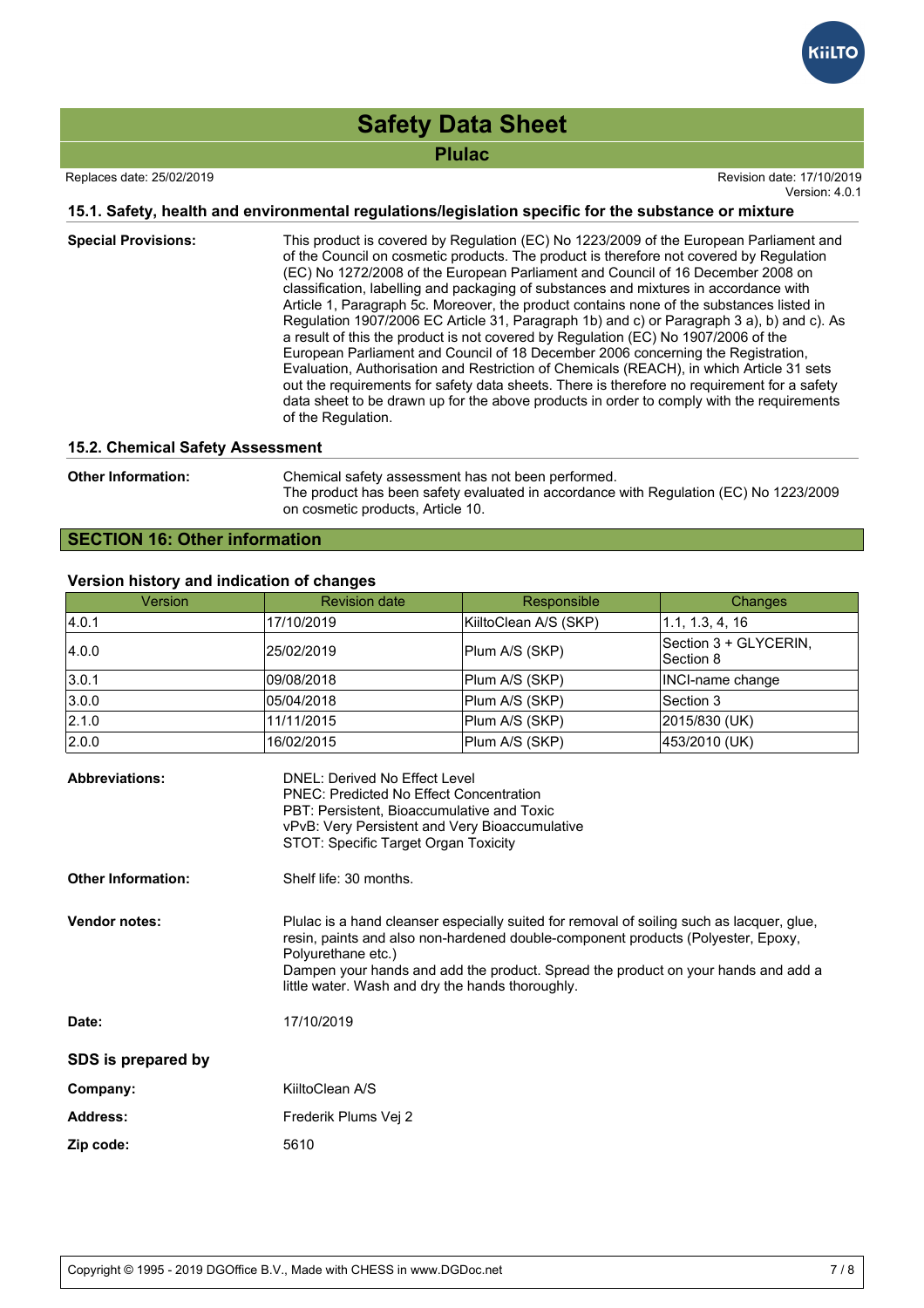# Safety Data Sheet

## Plulac

Replaces date: 25/02/2019

Revision date: 17/10/2019
Version: 4.0.1

### 15.1. Safety, health and environmental regulations/legislation specific for the substance or mixture

**Special Provisions:** This product is covered by Regulation (EC) No 1223/2009 of the European Parliament and of the Council on cosmetic products. The product is therefore not covered by Regulation (EC) No 1272/2008 of the European Parliament and Council of 16 December 2008 on classification, labelling and packaging of substances and mixtures in accordance with Article 1, Paragraph 5c. Moreover, the product contains none of the substances listed in Regulation 1907/2006 EC Article 31, Paragraph 1b) and c) or Paragraph 3 a), b) and c). As a result of this the product is not covered by Regulation (EC) No 1907/2006 of the European Parliament and Council of 18 December 2006 concerning the Registration, Evaluation, Authorisation and Restriction of Chemicals (REACH), in which Article 31 sets out the requirements for safety data sheets. There is therefore no requirement for a safety data sheet to be drawn up for the above products in order to comply with the requirements of the Regulation.

### 15.2. Chemical Safety Assessment

**Other Information:** Chemical safety assessment has not been performed.
The product has been safety evaluated in accordance with Regulation (EC) No 1223/2009 on cosmetic products, Article 10.

## SECTION 16: Other information

### Version history and indication of changes

| Version | Revision date | Responsible | Changes |
|---|---|---|---|
| 4.0.1 | 17/10/2019 | KiiltoClean A/S (SKP) | 1.1, 1.3, 4, 16 |
| 4.0.0 | 25/02/2019 | Plum A/S (SKP) | Section 3 + GLYCERIN, Section 8 |
| 3.0.1 | 09/08/2018 | Plum A/S (SKP) | INCI-name change |
| 3.0.0 | 05/04/2018 | Plum A/S (SKP) | Section 3 |
| 2.1.0 | 11/11/2015 | Plum A/S (SKP) | 2015/830 (UK) |
| 2.0.0 | 16/02/2015 | Plum A/S (SKP) | 453/2010 (UK) |

**Abbreviations:**
DNEL: Derived No Effect Level
PNEC: Predicted No Effect Concentration
PBT: Persistent, Bioaccumulative and Toxic
vPvB: Very Persistent and Very Bioaccumulative
STOT: Specific Target Organ Toxicity

**Other Information:** Shelf life: 30 months.

**Vendor notes:** Plulac is a hand cleanser especially suited for removal of soiling such as lacquer, glue, resin, paints and also non-hardened double-component products (Polyester, Epoxy, Polyurethane etc.)
Dampen your hands and add the product. Spread the product on your hands and add a little water. Wash and dry the hands thoroughly.

**Date:** 17/10/2019

### SDS is prepared by

**Company:** KiiltoClean A/S

**Address:** Frederik Plums Vej 2

**Zip code:** 5610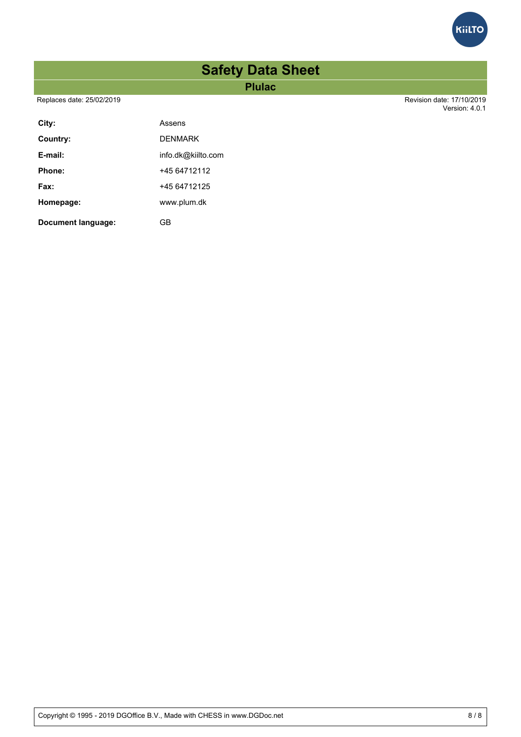| | |
|---|---|
| **City:** | Assens |
| **Country:** | DENMARK |
| **E-mail:** | info.dk@kiilto.com |
| **Phone:** | +45 64712112 |
| **Fax:** | +45 64712125 |
| **Homepage:** | www.plum.dk |
| **Document language:** | GB |